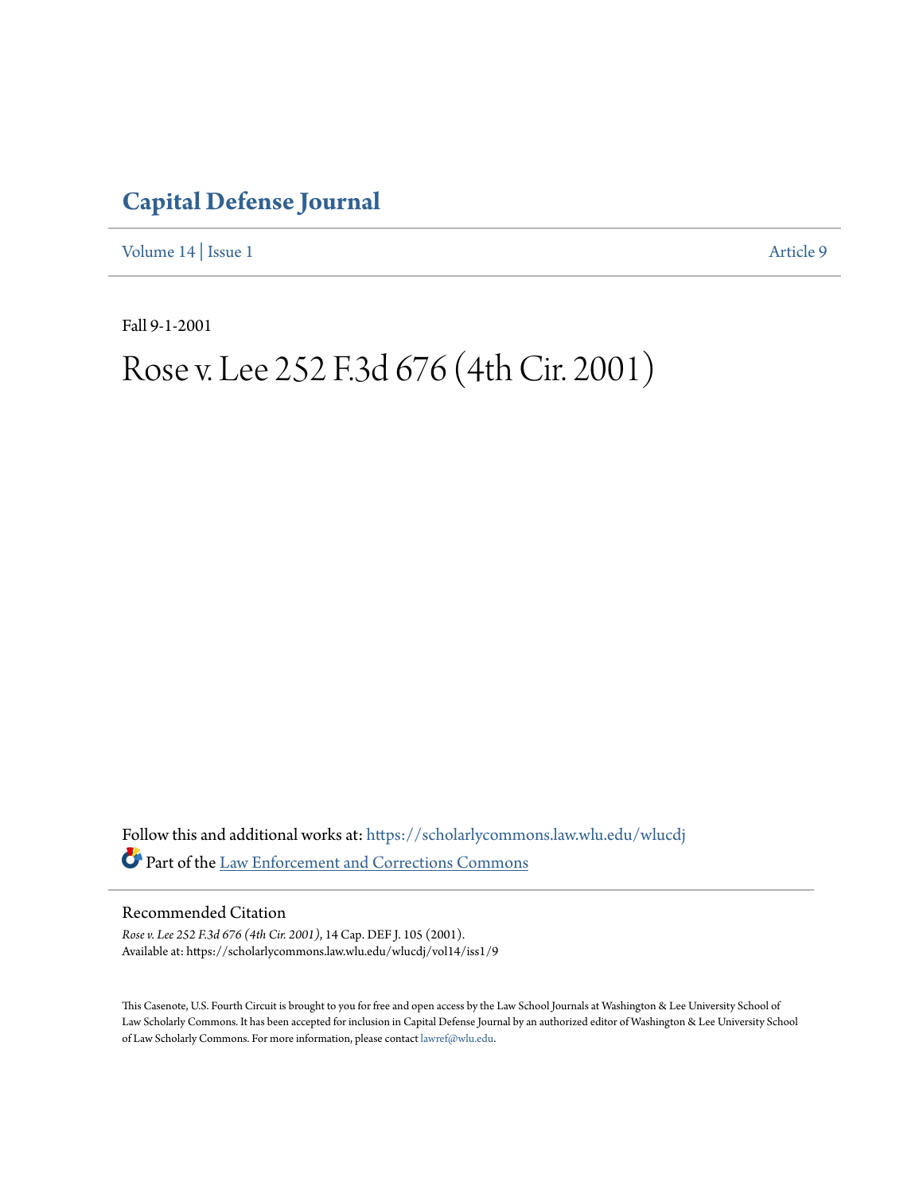# Capital Defense Journal

Volume 14 | Issue 1 Article 9

Fall 9-1-2001

# Rose v. Lee 252 F.3d 676 (4th Cir. 2001)

Follow this and additional works at: https://scholarlycommons.law.wlu.edu/wlucdj

Part of the Law Enforcement and Corrections Commons

## Recommended Citation

*Rose v. Lee 252 F.3d 676 (4th Cir. 2001)*, 14 Cap. DEF J. 105 (2001).
Available at: https://scholarlycommons.law.wlu.edu/wlucdj/vol14/iss1/9

This Casenote, U.S. Fourth Circuit is brought to you for free and open access by the Law School Journals at Washington & Lee University School of Law Scholarly Commons. It has been accepted for inclusion in Capital Defense Journal by an authorized editor of Washington & Lee University School of Law Scholarly Commons. For more information, please contact lawref@wlu.edu.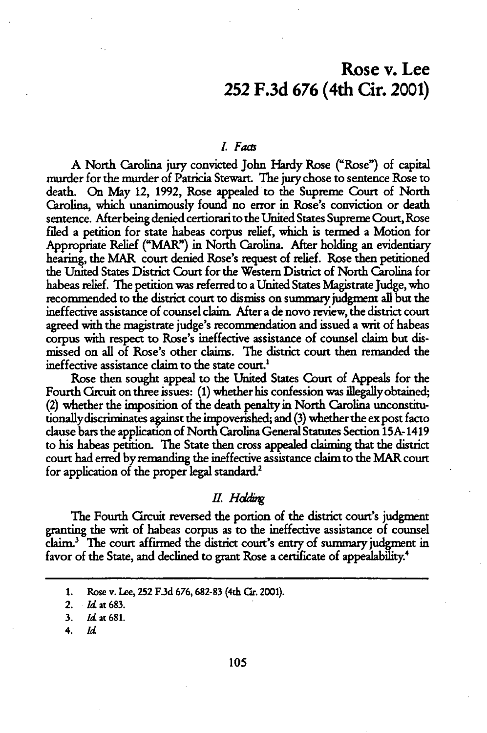# Rose v. Lee
# 252 F.3d 676 (4th Cir. 2001)

## *I. Facts*

A North Carolina jury convicted John Hardy Rose ("Rose") of capital murder for the murder of Patricia Stewart. The jury chose to sentence Rose to death. On May 12, 1992, Rose appealed to the Supreme Court of North Carolina, which unanimously found no error in Rose's conviction or death sentence. After being denied certiorari to the United States Supreme Court, Rose filed a petition for state habeas corpus relief, which is termed a Motion for Appropriate Relief ("MAR") in North Carolina. After holding an evidentiary hearing, the MAR court denied Rose's request of relief. Rose then petitioned the United States District Court for the Western District of North Carolina for habeas relief. The petition was referred to a United States Magistrate Judge, who recommended to the district court to dismiss on summary judgment all but the ineffective assistance of counsel claim. After a de novo review, the district court agreed with the magistrate judge's recommendation and issued a writ of habeas corpus with respect to Rose's ineffective assistance of counsel claim but dismissed on all of Rose's other claims. The district court then remanded the ineffective assistance claim to the state court.[1]

Rose then sought appeal to the United States Court of Appeals for the Fourth Circuit on three issues: (1) whether his confession was illegally obtained; (2) whether the imposition of the death penalty in North Carolina unconstitutionally discriminates against the impoverished; and (3) whether the ex post facto clause bars the application of North Carolina General Statutes Section 15A-1419 to his habeas petition. The State then cross appealed claiming that the district court had erred by remanding the ineffective assistance claim to the MAR court for application of the proper legal standard.[2]

## *II. Holding*

The Fourth Circuit reversed the portion of the district court's judgment granting the writ of habeas corpus as to the ineffective assistance of counsel claim.[3] The court affirmed the district court's entry of summary judgment in favor of the State, and declined to grant Rose a certificate of appealability.[4]

---

1. Rose v. Lee, 252 F.3d 676, 682-83 (4th Cir. 2001).
2. *Id.* at 683.
3. *Id.* at 681.
4. *Id.*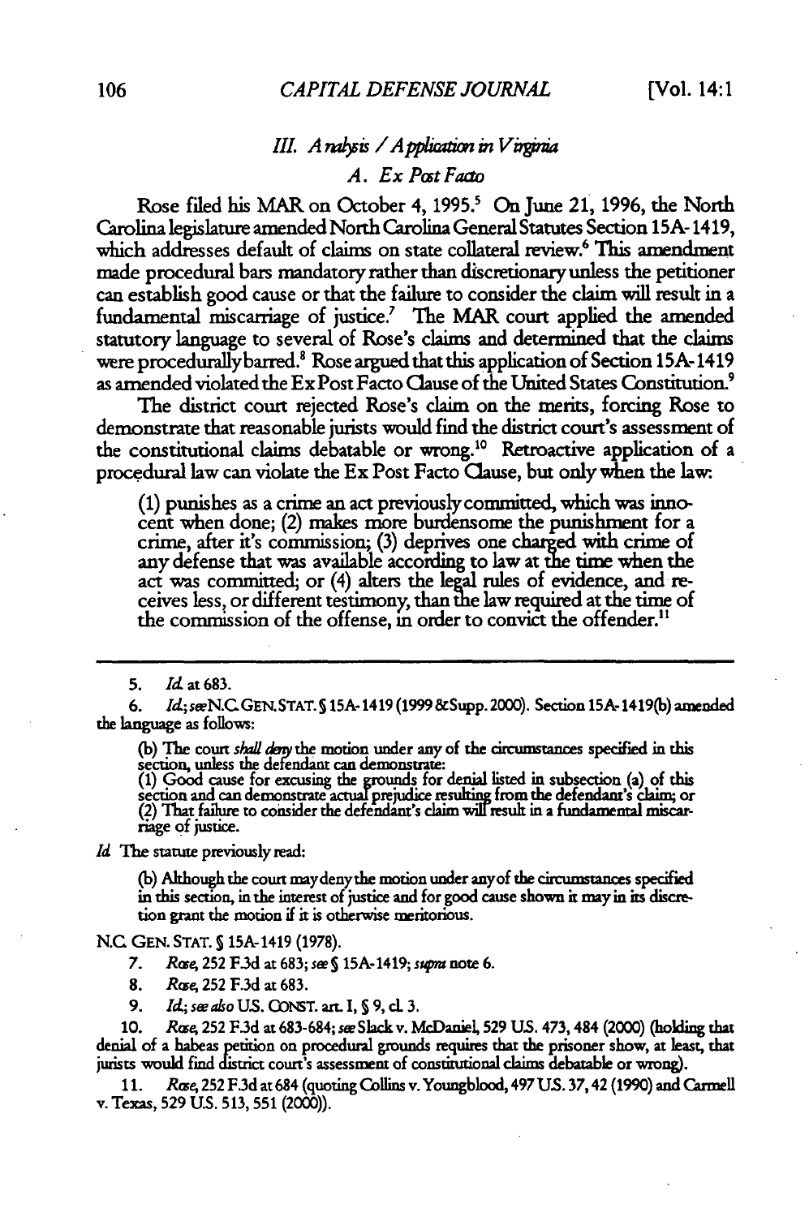### III. *Analysis / Application in Virginia*

#### A. *Ex Post Facto*

Rose filed his MAR on October 4, 1995.[5] On June 21, 1996, the North Carolina legislature amended North Carolina General Statutes Section 15A-1419, which addresses default of claims on state collateral review.[6] This amendment made procedural bars mandatory rather than discretionary unless the petitioner can establish good cause or that the failure to consider the claim will result in a fundamental miscarriage of justice.[7] The MAR court applied the amended statutory language to several of Rose's claims and determined that the claims were procedurally barred.[8] Rose argued that this application of Section 15A-1419 as amended violated the Ex Post Facto Clause of the United States Constitution.[9]

The district court rejected Rose's claim on the merits, forcing Rose to demonstrate that reasonable jurists would find the district court's assessment of the constitutional claims debatable or wrong.[10] Retroactive application of a procedural law can violate the Ex Post Facto Clause, but only when the law:

> (1) punishes as a crime an act previously committed, which was innocent when done; (2) makes more burdensome the punishment for a crime, after it's commission; (3) deprives one charged with crime of any defense that was available according to law at the time when the act was committed; or (4) alters the legal rules of evidence, and receives less, or different testimony, than the law required at the time of the commission of the offense, in order to convict the offender.[11]

---

5. *Id.* at 683.

6. *Id.*; *see* N.C. GEN. STAT. § 15A-1419 (1999 & Supp. 2000). Section 15A-1419(b) amended the language as follows:

> (b) The court *shall deny* the motion under any of the circumstances specified in this section, unless the defendant can demonstrate:
> (1) Good cause for excusing the grounds for denial listed in subsection (a) of this section and can demonstrate actual prejudice resulting from the defendant's claim; or
> (2) That failure to consider the defendant's claim will result in a fundamental miscarriage of justice.

*Id.* The statute previously read:

> (b) Although the court may deny the motion under any of the circumstances specified in this section, in the interest of justice and for good cause shown it may in its discretion grant the motion if it is otherwise meritorious.

N.C. GEN. STAT. § 15A-1419 (1978).

7. *Rose*, 252 F.3d at 683; *see* § 15A-1419; *supra* note 6.

8. *Rose*, 252 F.3d at 683.

9. *Id.*; *see also* U.S. CONST. art. I, § 9, cl. 3.

10. *Rose*, 252 F.3d at 683-684; *see* Slack v. McDaniel, 529 U.S. 473, 484 (2000) (holding that denial of a habeas petition on procedural grounds requires that the prisoner show, at least, that jurists would find district court's assessment of constitutional claims debatable or wrong).

11. *Rose*, 252 F.3d at 684 (quoting Collins v. Youngblood, 497 U.S. 37, 42 (1990) and Carmell v. Texas, 529 U.S. 513, 551 (2000)).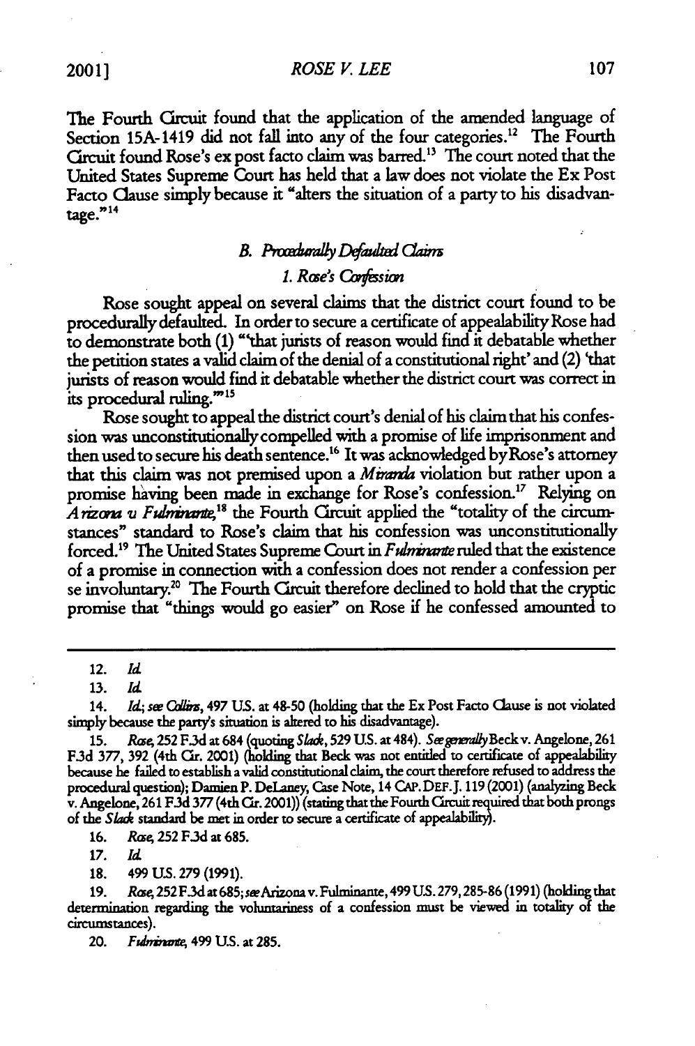The Fourth Circuit found that the application of the amended language of Section 15A-1419 did not fall into any of the four categories.[12] The Fourth Circuit found Rose's ex post facto claim was barred.[13] The court noted that the United States Supreme Court has held that a law does not violate the Ex Post Facto Clause simply because it "alters the situation of a party to his disadvantage."[14]

### B. *Procedurally Defaulted Claims*

#### 1. *Rose's Confession*

Rose sought appeal on several claims that the district court found to be procedurally defaulted. In order to secure a certificate of appealability Rose had to demonstrate both (1) "'that jurists of reason would find it debatable whether the petition states a valid claim of the denial of a constitutional right' and (2) 'that jurists of reason would find it debatable whether the district court was correct in its procedural ruling.'"[15]

Rose sought to appeal the district court's denial of his claim that his confession was unconstitutionally compelled with a promise of life imprisonment and then used to secure his death sentence.[16] It was acknowledged by Rose's attorney that this claim was not premised upon a *Miranda* violation but rather upon a promise having been made in exchange for Rose's confession.[17] Relying on *Arizona v. Fulminante*,[18] the Fourth Circuit applied the "totality of the circumstances" standard to Rose's claim that his confession was unconstitutionally forced.[19] The United States Supreme Court in *Fulminante* ruled that the existence of a promise in connection with a confession does not render a confession per se involuntary.[20] The Fourth Circuit therefore declined to hold that the cryptic promise that "things would go easier" on Rose if he confessed amounted to

---

12. *Id.*

13. *Id.*

14. *Id.*; *see Collins*, 497 U.S. at 48-50 (holding that the Ex Post Facto Clause is not violated simply because the party's situation is altered to his disadvantage).

15. *Rose*, 252 F.3d at 684 (quoting *Slack*, 529 U.S. at 484). *See generally* Beck v. Angelone, 261 F.3d 377, 392 (4th Cir. 2001) (holding that Beck was not entitled to certificate of appealability because he failed to establish a valid constitutional claim, the court therefore refused to address the procedural question); Damien P. DeLaney, Case Note, 14 CAP. DEF. J. 119 (2001) (analyzing Beck v. Angelone, 261 F.3d 377 (4th Cir. 2001)) (stating that the Fourth Circuit required that both prongs of the *Slack* standard be met in order to secure a certificate of appealability).

16. *Rose*, 252 F.3d at 685.

17. *Id.*

18. 499 U.S. 279 (1991).

19. *Rose*, 252 F.3d at 685; *see* Arizona v. Fulminante, 499 U.S. 279, 285-86 (1991) (holding that determination regarding the voluntariness of a confession must be viewed in totality of the circumstances).

20. *Fulminante*, 499 U.S. at 285.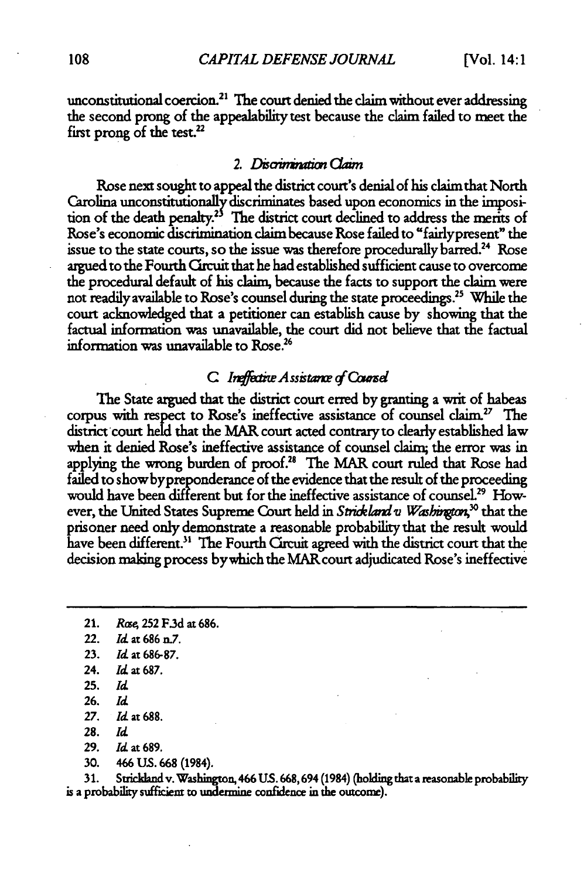unconstitutional coercion.[21] The court denied the claim without ever addressing the second prong of the appealability test because the claim failed to meet the first prong of the test.[22]

#### 2. *Discrimination Claim*

Rose next sought to appeal the district court's denial of his claim that North Carolina unconstitutionally discriminates based upon economics in the imposition of the death penalty.[23] The district court declined to address the merits of Rose's economic discrimination claim because Rose failed to "fairly present" the issue to the state courts, so the issue was therefore procedurally barred.[24] Rose argued to the Fourth Circuit that he had established sufficient cause to overcome the procedural default of his claim, because the facts to support the claim were not readily available to Rose's counsel during the state proceedings.[25] While the court acknowledged that a petitioner can establish cause by showing that the factual information was unavailable, the court did not believe that the factual information was unavailable to Rose.[26]

### C. *Ineffective Assistance of Counsel*

The State argued that the district court erred by granting a writ of habeas corpus with respect to Rose's ineffective assistance of counsel claim.[27] The district court held that the MAR court acted contrary to clearly established law when it denied Rose's ineffective assistance of counsel claim; the error was in applying the wrong burden of proof.[28] The MAR court ruled that Rose had failed to show by preponderance of the evidence that the result of the proceeding would have been different but for the ineffective assistance of counsel.[29] However, the United States Supreme Court held in *Strickland v. Washington*,[30] that the prisoner need only demonstrate a reasonable probability that the result would have been different.[31] The Fourth Circuit agreed with the district court that the decision making process by which the MAR court adjudicated Rose's ineffective

---

21. *Rose*, 252 F.3d at 686.
22. *Id.* at 686 n.7.
23. *Id.* at 686-87.
24. *Id.* at 687.
25. *Id.*
26. *Id.*
27. *Id.* at 688.
28. *Id.*
29. *Id.* at 689.
30. 466 U.S. 668 (1984).
31. Strickland v. Washington, 466 U.S. 668, 694 (1984) (holding that a reasonable probability is a probability sufficient to undermine confidence in the outcome).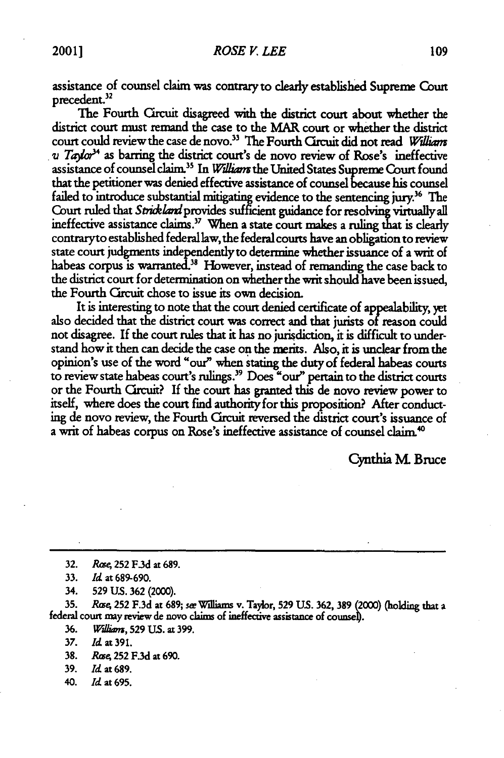assistance of counsel claim was contrary to clearly established Supreme Court precedent.[32]

The Fourth Circuit disagreed with the district court about whether the district court must remand the case to the MAR court or whether the district court could review the case de novo.[33] The Fourth Circuit did not read *William v Taylor*[34] as barring the district court's de novo review of Rose's ineffective assistance of counsel claim.[35] In *Williams* the United States Supreme Court found that the petitioner was denied effective assistance of counsel because his counsel failed to introduce substantial mitigating evidence to the sentencing jury.[36] The Court ruled that *Strickland* provides sufficient guidance for resolving virtually all ineffective assistance claims.[37] When a state court makes a ruling that is clearly contrary to established federal law, the federal courts have an obligation to review state court judgments independently to determine whether issuance of a writ of habeas corpus is warranted.[38] However, instead of remanding the case back to the district court for determination on whether the writ should have been issued, the Fourth Circuit chose to issue its own decision.

It is interesting to note that the court denied certificate of appealability, yet also decided that the district court was correct and that jurists of reason could not disagree. If the court rules that it has no jurisdiction, it is difficult to understand how it then can decide the case on the merits. Also, it is unclear from the opinion's use of the word "our" when stating the duty of federal habeas courts to review state habeas court's rulings.[39] Does "our" pertain to the district courts or the Fourth Circuit? If the court has granted this de novo review power to itself, where does the court find authority for this proposition? After conducting de novo review, the Fourth Circuit reversed the district court's issuance of a writ of habeas corpus on Rose's ineffective assistance of counsel claim.[40]

Cynthia M. Bruce

---

32. *Rose*, 252 F.3d at 689.

33. *Id.* at 689-690.

34. 529 U.S. 362 (2000).

35. *Rose*, 252 F.3d at 689; *see* Williams v. Taylor, 529 U.S. 362, 389 (2000) (holding that a federal court may review de novo claims of ineffective assistance of counsel).

36. *Williams*, 529 U.S. at 399.

37. *Id.* at 391.

38. *Rose*, 252 F.3d at 690.

39. *Id.* at 689.

40. *Id.* at 695.